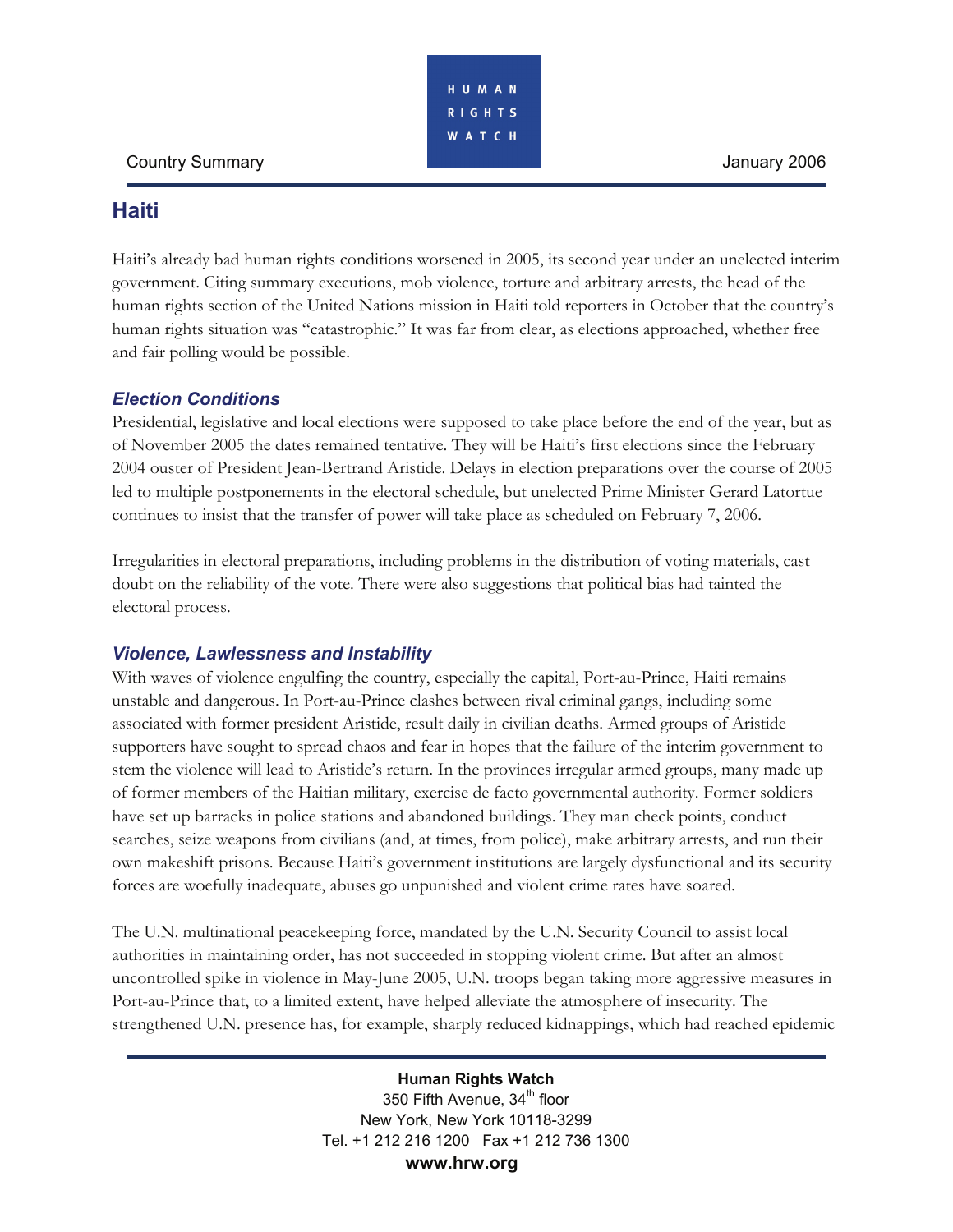Country Summary | January 2006

# Haiti

Haiti's already bad human rights conditions worsened in 2005, its second year under an unelected interim government. Citing summary executions, mob violence, torture and arbitrary arrests, the head of the human rights section of the United Nations mission in Haiti told reporters in October that the country's human rights situation was "catastrophic." It was far from clear, as elections approached, whether free and fair polling would be possible.

## *Election Conditions*

Presidential, legislative and local elections were supposed to take place before the end of the year, but as of November 2005 the dates remained tentative. They will be Haiti's first elections since the February 2004 ouster of President Jean-Bertrand Aristide. Delays in election preparations over the course of 2005 led to multiple postponements in the electoral schedule, but unelected Prime Minister Gerard Latortue continues to insist that the transfer of power will take place as scheduled on February 7, 2006.

Irregularities in electoral preparations, including problems in the distribution of voting materials, cast doubt on the reliability of the vote. There were also suggestions that political bias had tainted the electoral process.

## *Violence, Lawlessness and Instability*

With waves of violence engulfing the country, especially the capital, Port-au-Prince, Haiti remains unstable and dangerous. In Port-au-Prince clashes between rival criminal gangs, including some associated with former president Aristide, result daily in civilian deaths. Armed groups of Aristide supporters have sought to spread chaos and fear in hopes that the failure of the interim government to stem the violence will lead to Aristide's return. In the provinces irregular armed groups, many made up of former members of the Haitian military, exercise de facto governmental authority. Former soldiers have set up barracks in police stations and abandoned buildings. They man check points, conduct searches, seize weapons from civilians (and, at times, from police), make arbitrary arrests, and run their own makeshift prisons. Because Haiti's government institutions are largely dysfunctional and its security forces are woefully inadequate, abuses go unpunished and violent crime rates have soared.

The U.N. multinational peacekeeping force, mandated by the U.N. Security Council to assist local authorities in maintaining order, has not succeeded in stopping violent crime. But after an almost uncontrolled spike in violence in May-June 2005, U.N. troops began taking more aggressive measures in Port-au-Prince that, to a limited extent, have helped alleviate the atmosphere of insecurity. The strengthened U.N. presence has, for example, sharply reduced kidnappings, which had reached epidemic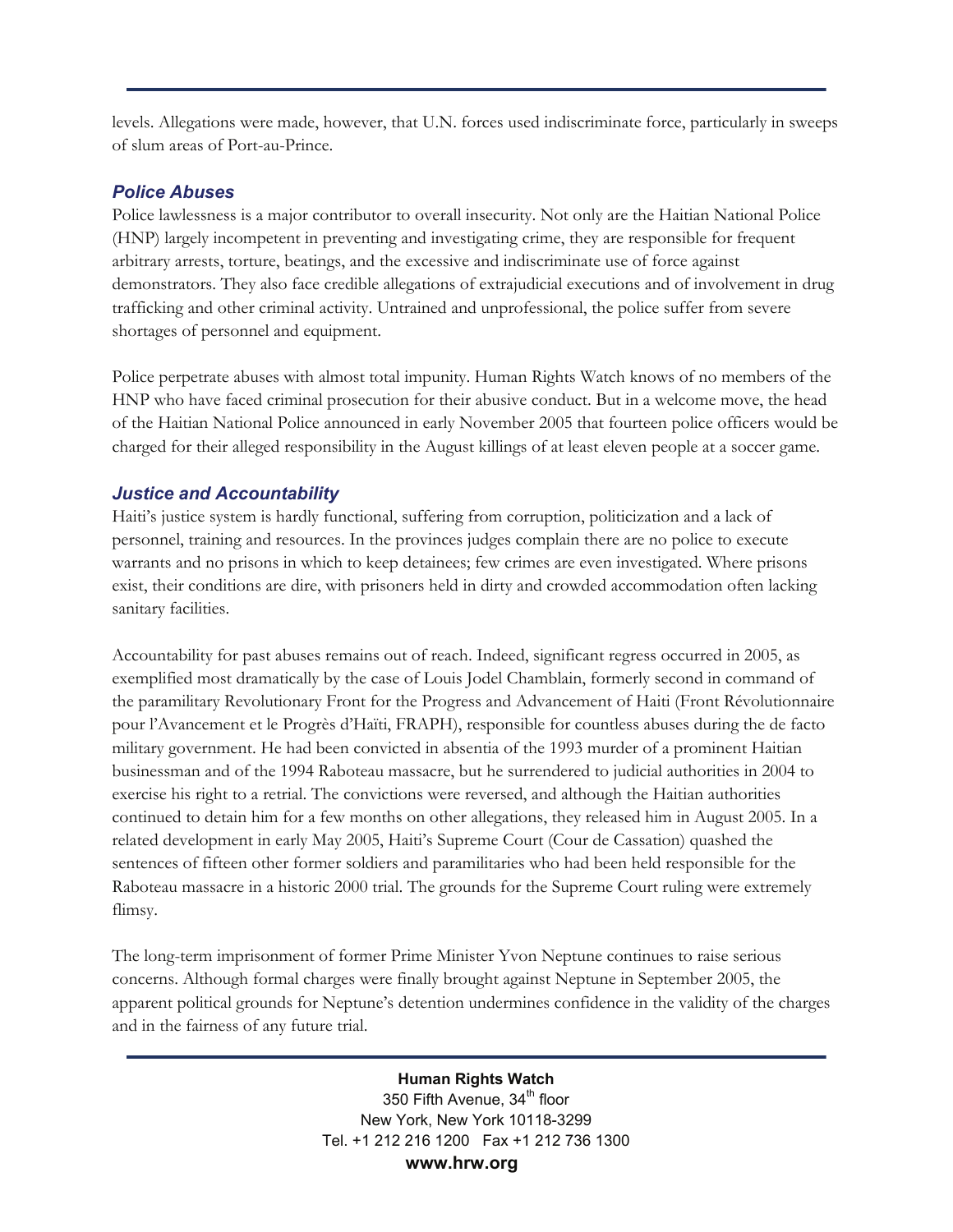levels. Allegations were made, however, that U.N. forces used indiscriminate force, particularly in sweeps of slum areas of Port-au-Prince.

### *Police Abuses*

Police lawlessness is a major contributor to overall insecurity. Not only are the Haitian National Police (HNP) largely incompetent in preventing and investigating crime, they are responsible for frequent arbitrary arrests, torture, beatings, and the excessive and indiscriminate use of force against demonstrators. They also face credible allegations of extrajudicial executions and of involvement in drug trafficking and other criminal activity. Untrained and unprofessional, the police suffer from severe shortages of personnel and equipment.

Police perpetrate abuses with almost total impunity. Human Rights Watch knows of no members of the HNP who have faced criminal prosecution for their abusive conduct. But in a welcome move, the head of the Haitian National Police announced in early November 2005 that fourteen police officers would be charged for their alleged responsibility in the August killings of at least eleven people at a soccer game.

### *Justice and Accountability*

Haiti's justice system is hardly functional, suffering from corruption, politicization and a lack of personnel, training and resources. In the provinces judges complain there are no police to execute warrants and no prisons in which to keep detainees; few crimes are even investigated. Where prisons exist, their conditions are dire, with prisoners held in dirty and crowded accommodation often lacking sanitary facilities.

Accountability for past abuses remains out of reach. Indeed, significant regress occurred in 2005, as exemplified most dramatically by the case of Louis Jodel Chamblain, formerly second in command of the paramilitary Revolutionary Front for the Progress and Advancement of Haiti (Front Révolutionnaire pour l'Avancement et le Progrès d'Haïti, FRAPH), responsible for countless abuses during the de facto military government. He had been convicted in absentia of the 1993 murder of a prominent Haitian businessman and of the 1994 Raboteau massacre, but he surrendered to judicial authorities in 2004 to exercise his right to a retrial. The convictions were reversed, and although the Haitian authorities continued to detain him for a few months on other allegations, they released him in August 2005. In a related development in early May 2005, Haiti's Supreme Court (Cour de Cassation) quashed the sentences of fifteen other former soldiers and paramilitaries who had been held responsible for the Raboteau massacre in a historic 2000 trial. The grounds for the Supreme Court ruling were extremely flimsy.

The long-term imprisonment of former Prime Minister Yvon Neptune continues to raise serious concerns. Although formal charges were finally brought against Neptune in September 2005, the apparent political grounds for Neptune's detention undermines confidence in the validity of the charges and in the fairness of any future trial.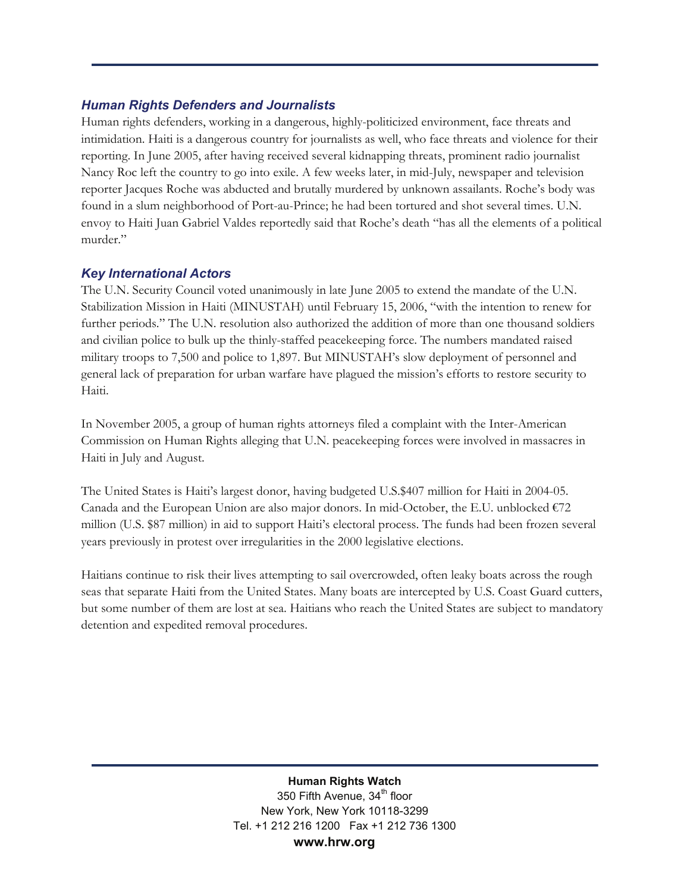### *Human Rights Defenders and Journalists*

Human rights defenders, working in a dangerous, highly-politicized environment, face threats and intimidation. Haiti is a dangerous country for journalists as well, who face threats and violence for their reporting. In June 2005, after having received several kidnapping threats, prominent radio journalist Nancy Roc left the country to go into exile. A few weeks later, in mid-July, newspaper and television reporter Jacques Roche was abducted and brutally murdered by unknown assailants. Roche's body was found in a slum neighborhood of Port-au-Prince; he had been tortured and shot several times. U.N. envoy to Haiti Juan Gabriel Valdes reportedly said that Roche's death "has all the elements of a political murder."

### *Key International Actors*

The U.N. Security Council voted unanimously in late June 2005 to extend the mandate of the U.N. Stabilization Mission in Haiti (MINUSTAH) until February 15, 2006, "with the intention to renew for further periods." The U.N. resolution also authorized the addition of more than one thousand soldiers and civilian police to bulk up the thinly-staffed peacekeeping force. The numbers mandated raised military troops to 7,500 and police to 1,897. But MINUSTAH's slow deployment of personnel and general lack of preparation for urban warfare have plagued the mission's efforts to restore security to Haiti.

In November 2005, a group of human rights attorneys filed a complaint with the Inter-American Commission on Human Rights alleging that U.N. peacekeeping forces were involved in massacres in Haiti in July and August.

The United States is Haiti's largest donor, having budgeted U.S.$407 million for Haiti in 2004-05. Canada and the European Union are also major donors. In mid-October, the E.U. unblocked €72 million (U.S. $87 million) in aid to support Haiti's electoral process. The funds had been frozen several years previously in protest over irregularities in the 2000 legislative elections.

Haitians continue to risk their lives attempting to sail overcrowded, often leaky boats across the rough seas that separate Haiti from the United States. Many boats are intercepted by U.S. Coast Guard cutters, but some number of them are lost at sea. Haitians who reach the United States are subject to mandatory detention and expedited removal procedures.

**Human Rights Watch**
350 Fifth Avenue, 34th floor
New York, New York 10118-3299
Tel. +1 212 216 1200 Fax +1 212 736 1300
**www.hrw.org**